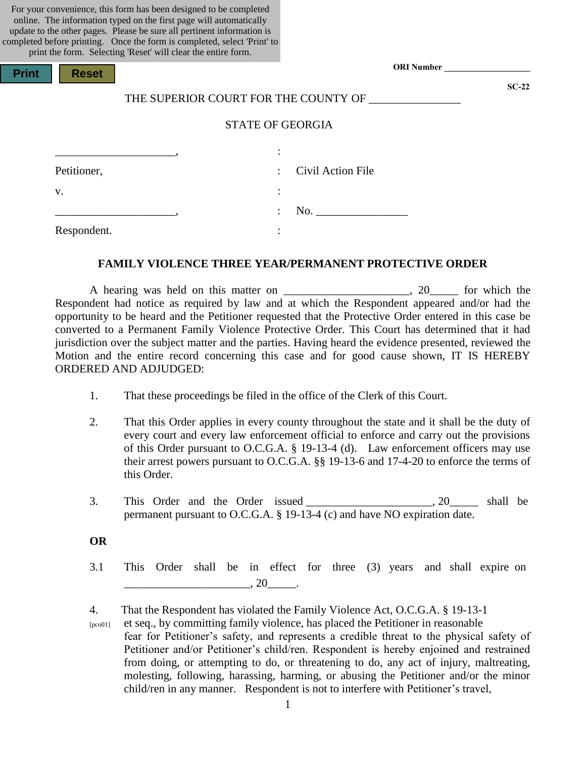For your convenience, this form has been designed to be completed online. The information typed on the first page will automatically update to the other pages. Please be sure all pertinent information is completed before printing. Once the form is completed, select 'Print' to print the form. Selecting 'Reset' will clear the entire form.

Print Reset

**ORI Number** ___________________

**SC-22**

THE SUPERIOR COURT FOR THE COUNTY OF ________________

STATE OF GEORGIA

| | | |
|---|---|---|
| _____________________, | : | |
| Petitioner, | : | Civil Action File |
| v. | : | |
| _____________________, | : | No. ________________ |
| Respondent. | : | |

**FAMILY VIOLENCE THREE YEAR/PERMANENT PROTECTIVE ORDER**

A hearing was held on this matter on ______________________, 20_____ for which the Respondent had notice as required by law and at which the Respondent appeared and/or had the opportunity to be heard and the Petitioner requested that the Protective Order entered in this case be converted to a Permanent Family Violence Protective Order. This Court has determined that it had jurisdiction over the subject matter and the parties. Having heard the evidence presented, reviewed the Motion and the entire record concerning this case and for good cause shown, IT IS HEREBY ORDERED AND ADJUDGED:

1. That these proceedings be filed in the office of the Clerk of this Court.

2. That this Order applies in every county throughout the state and it shall be the duty of every court and every law enforcement official to enforce and carry out the provisions of this Order pursuant to O.C.G.A. § 19-13-4 (d). Law enforcement officers may use their arrest powers pursuant to O.C.G.A. §§ 19-13-6 and 17-4-20 to enforce the terms of this Order.

3. This Order and the Order issued ______________________, 20_____ shall be permanent pursuant to O.C.G.A. § 19-13-4 (c) and have NO expiration date.

**OR**

3.1 This Order shall be in effect for three (3) years and shall expire on ______________________, 20_____.

4. [pco01] That the Respondent has violated the Family Violence Act, O.C.G.A. § 19-13-1 et seq., by committing family violence, has placed the Petitioner in reasonable fear for Petitioner's safety, and represents a credible threat to the physical safety of Petitioner and/or Petitioner's child/ren. Respondent is hereby enjoined and restrained from doing, or attempting to do, or threatening to do, any act of injury, maltreating, molesting, following, harassing, harming, or abusing the Petitioner and/or the minor child/ren in any manner. Respondent is not to interfere with Petitioner's travel,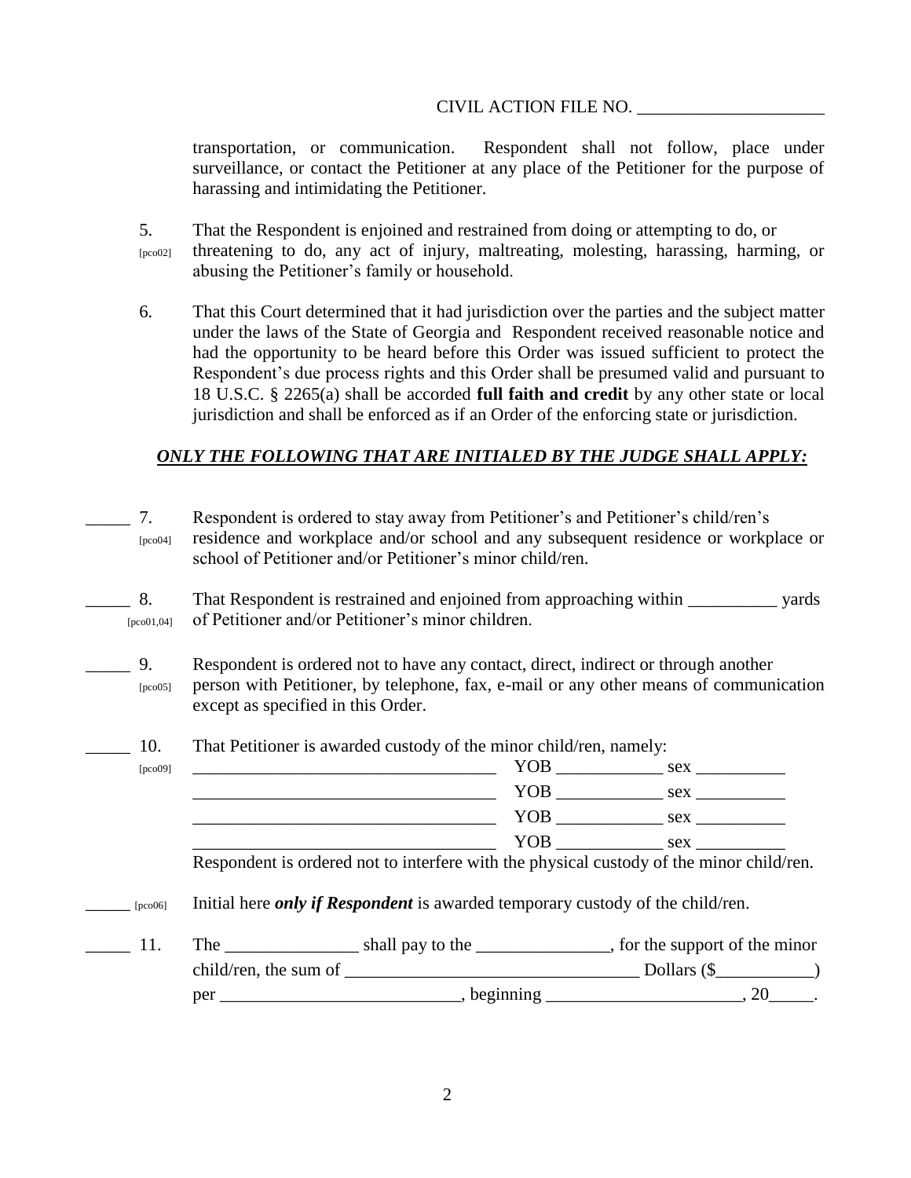CIVIL ACTION FILE NO. ____________________

transportation, or communication. Respondent shall not follow, place under surveillance, or contact the Petitioner at any place of the Petitioner for the purpose of harassing and intimidating the Petitioner.

5. [pco02] That the Respondent is enjoined and restrained from doing or attempting to do, or threatening to do, any act of injury, maltreating, molesting, harassing, harming, or abusing the Petitioner's family or household.

6. That this Court determined that it had jurisdiction over the parties and the subject matter under the laws of the State of Georgia and Respondent received reasonable notice and had the opportunity to be heard before this Order was issued sufficient to protect the Respondent's due process rights and this Order shall be presumed valid and pursuant to 18 U.S.C. § 2265(a) shall be accorded **full faith and credit** by any other state or local jurisdiction and shall be enforced as if an Order of the enforcing state or jurisdiction.

***ONLY THE FOLLOWING THAT ARE INITIALED BY THE JUDGE SHALL APPLY:***

_____ 7. [pco04] Respondent is ordered to stay away from Petitioner's and Petitioner's child/ren's residence and workplace and/or school and any subsequent residence or workplace or school of Petitioner and/or Petitioner's minor child/ren.

_____ 8. [pco01,04] That Respondent is restrained and enjoined from approaching within __________ yards of Petitioner and/or Petitioner's minor children.

_____ 9. [pco05] Respondent is ordered not to have any contact, direct, indirect or through another person with Petitioner, by telephone, fax, e-mail or any other means of communication except as specified in this Order.

_____ 10. [pco09] That Petitioner is awarded custody of the minor child/ren, namely:

__________________________________ YOB ____________ sex __________

__________________________________ YOB ____________ sex __________

__________________________________ YOB ____________ sex __________

__________________________________ YOB ____________ sex __________

Respondent is ordered not to interfere with the physical custody of the minor child/ren.

_____ [pco06] Initial here ***only if Respondent*** is awarded temporary custody of the child/ren.

_____ 11. The _______________ shall pay to the _______________, for the support of the minor child/ren, the sum of ________________________________ Dollars ($___________) per __________________________, beginning _____________________, 20_____.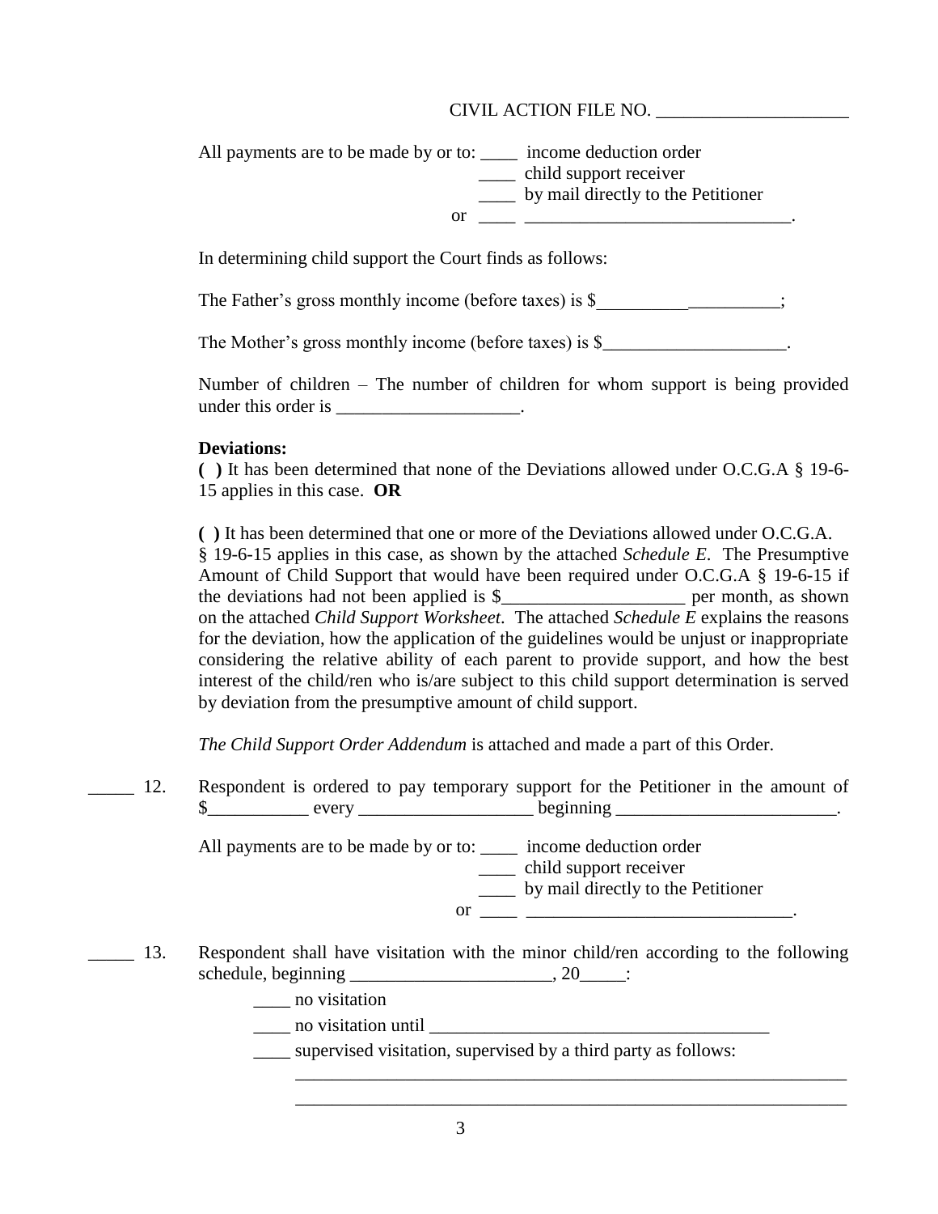CIVIL ACTION FILE NO. ____________________

All payments are to be made by or to: ____ income deduction order
____ child support receiver
____ by mail directly to the Petitioner
or ____ _____________________________.

In determining child support the Court finds as follows:

The Father's gross monthly income (before taxes) is $____________________;

The Mother's gross monthly income (before taxes) is $____________________.

Number of children – The number of children for whom support is being provided under this order is ____________________.

**Deviations:**

**( )** It has been determined that none of the Deviations allowed under O.C.G.A § 19-6-15 applies in this case. **OR**

**( )** It has been determined that one or more of the Deviations allowed under O.C.G.A. § 19-6-15 applies in this case, as shown by the attached *Schedule E*. The Presumptive Amount of Child Support that would have been required under O.C.G.A § 19-6-15 if the deviations had not been applied is $____________________ per month, as shown on the attached *Child Support Worksheet*. The attached *Schedule E* explains the reasons for the deviation, how the application of the guidelines would be unjust or inappropriate considering the relative ability of each parent to provide support, and how the best interest of the child/ren who is/are subject to this child support determination is served by deviation from the presumptive amount of child support.

*The Child Support Order Addendum* is attached and made a part of this Order.

_____ 12. Respondent is ordered to pay temporary support for the Petitioner in the amount of $___________ every ___________________ beginning ________________________.

All payments are to be made by or to: ____ income deduction order
____ child support receiver
____ by mail directly to the Petitioner
or ____ _____________________________.

_____ 13. Respondent shall have visitation with the minor child/ren according to the following schedule, beginning ______________________, 20_____:

____ no visitation

____ no visitation until _____________________________________

____ supervised visitation, supervised by a third party as follows:

_______________________________________________________________

_______________________________________________________________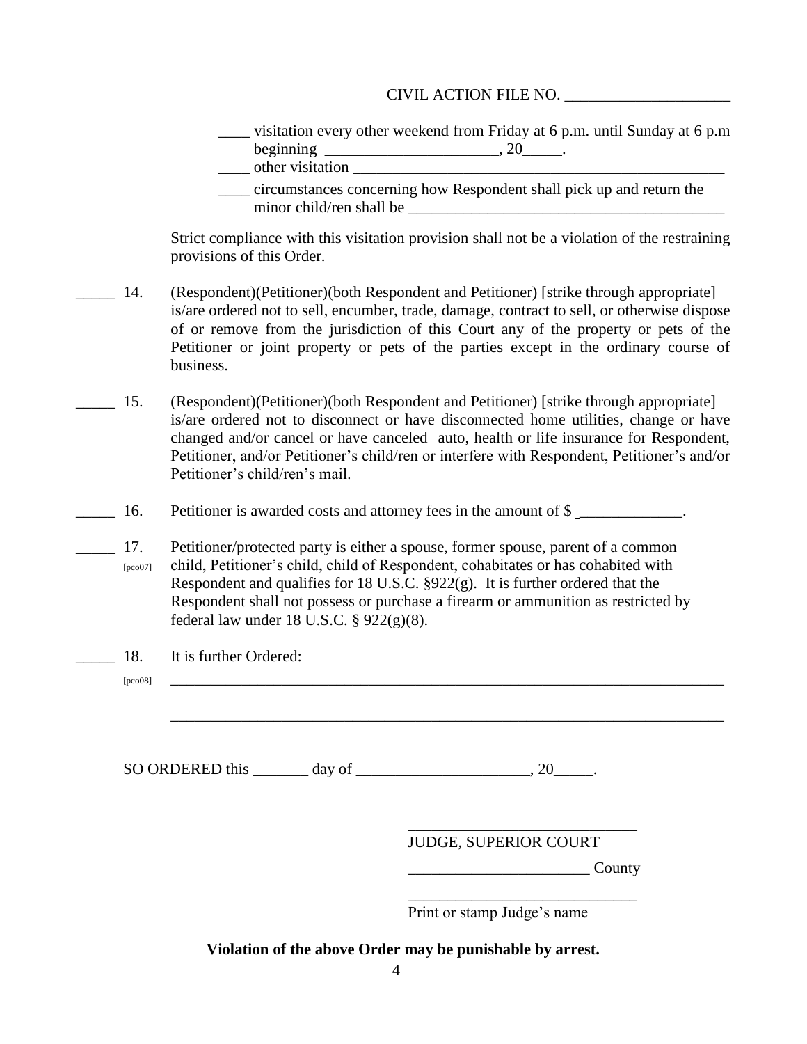CIVIL ACTION FILE NO. ____________________

____ visitation every other weekend from Friday at 6 p.m. until Sunday at 6 p.m beginning ______________________, 20_____.

____ other visitation ________________________________________________

____ circumstances concerning how Respondent shall pick up and return the minor child/ren shall be ________________________________________

Strict compliance with this visitation provision shall not be a violation of the restraining provisions of this Order.

_____ 14. (Respondent)(Petitioner)(both Respondent and Petitioner) [strike through appropriate] is/are ordered not to sell, encumber, trade, damage, contract to sell, or otherwise dispose of or remove from the jurisdiction of this Court any of the property or pets of the Petitioner or joint property or pets of the parties except in the ordinary course of business.

_____ 15. (Respondent)(Petitioner)(both Respondent and Petitioner) [strike through appropriate] is/are ordered not to disconnect or have disconnected home utilities, change or have changed and/or cancel or have canceled auto, health or life insurance for Respondent, Petitioner, and/or Petitioner's child/ren or interfere with Respondent, Petitioner's and/or Petitioner's child/ren's mail.

_____ 16. Petitioner is awarded costs and attorney fees in the amount of $ _____________.

_____ 17. [pco07] Petitioner/protected party is either a spouse, former spouse, parent of a common child, Petitioner's child, child of Respondent, cohabitates or has cohabited with Respondent and qualifies for 18 U.S.C. §922(g). It is further ordered that the Respondent shall not possess or purchase a firearm or ammunition as restricted by federal law under 18 U.S.C. § 922(g)(8).

_____ 18. It is further Ordered:

[pco08] ___________________________________________________________________________

___________________________________________________________________________

SO ORDERED this _______ day of ______________________, 20_____.

_____________________________
JUDGE, SUPERIOR COURT

_______________________ County

_____________________________
Print or stamp Judge's name

**Violation of the above Order may be punishable by arrest.**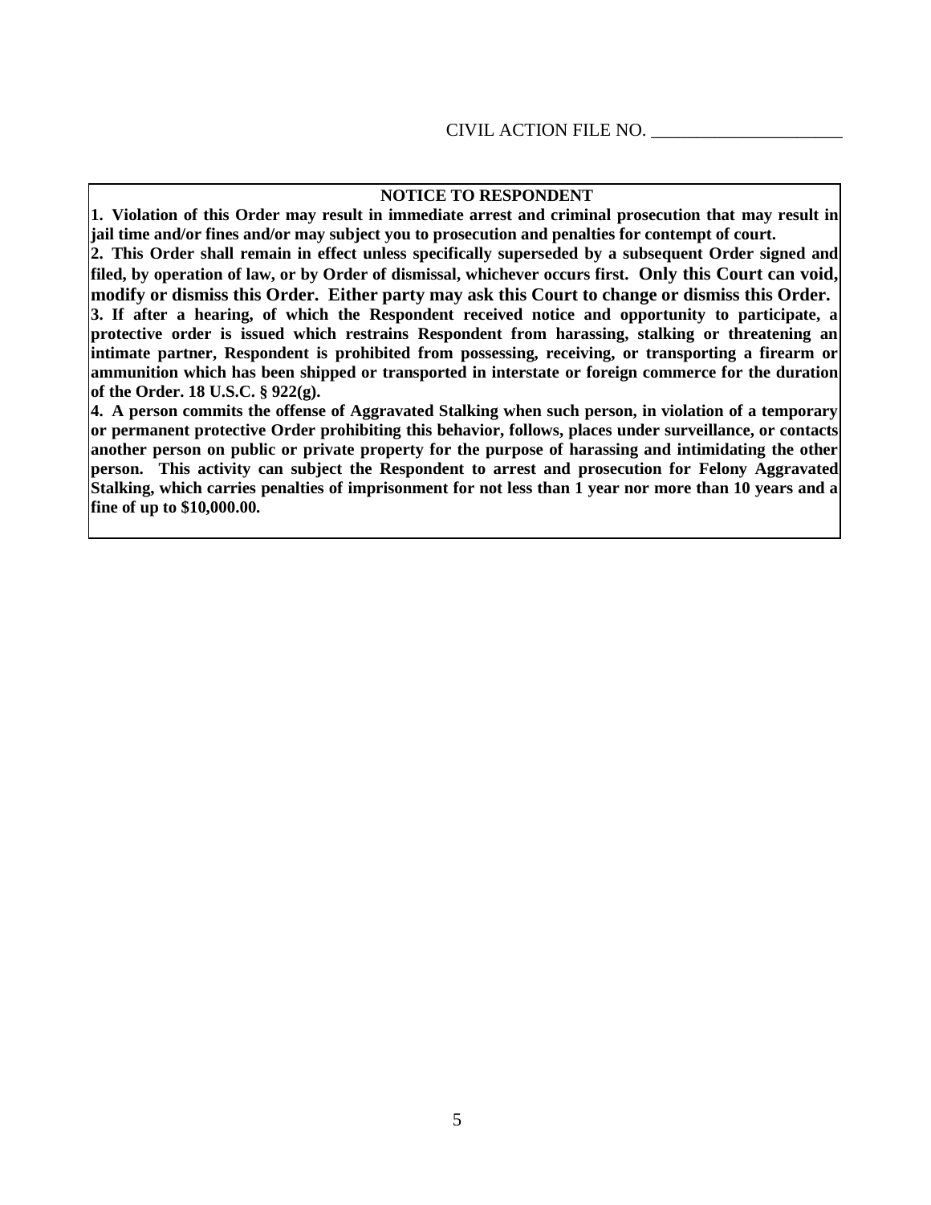CIVIL ACTION FILE NO. _____________________

**NOTICE TO RESPONDENT**

**1. Violation of this Order may result in immediate arrest and criminal prosecution that may result in jail time and/or fines and/or may subject you to prosecution and penalties for contempt of court.**

**2. This Order shall remain in effect unless specifically superseded by a subsequent Order signed and filed, by operation of law, or by Order of dismissal, whichever occurs first. Only this Court can void, modify or dismiss this Order. Either party may ask this Court to change or dismiss this Order.**

**3. If after a hearing, of which the Respondent received notice and opportunity to participate, a protective order is issued which restrains Respondent from harassing, stalking or threatening an intimate partner, Respondent is prohibited from possessing, receiving, or transporting a firearm or ammunition which has been shipped or transported in interstate or foreign commerce for the duration of the Order. 18 U.S.C. § 922(g).**

**4. A person commits the offense of Aggravated Stalking when such person, in violation of a temporary or permanent protective Order prohibiting this behavior, follows, places under surveillance, or contacts another person on public or private property for the purpose of harassing and intimidating the other person. This activity can subject the Respondent to arrest and prosecution for Felony Aggravated Stalking, which carries penalties of imprisonment for not less than 1 year nor more than 10 years and a fine of up to $10,000.00.**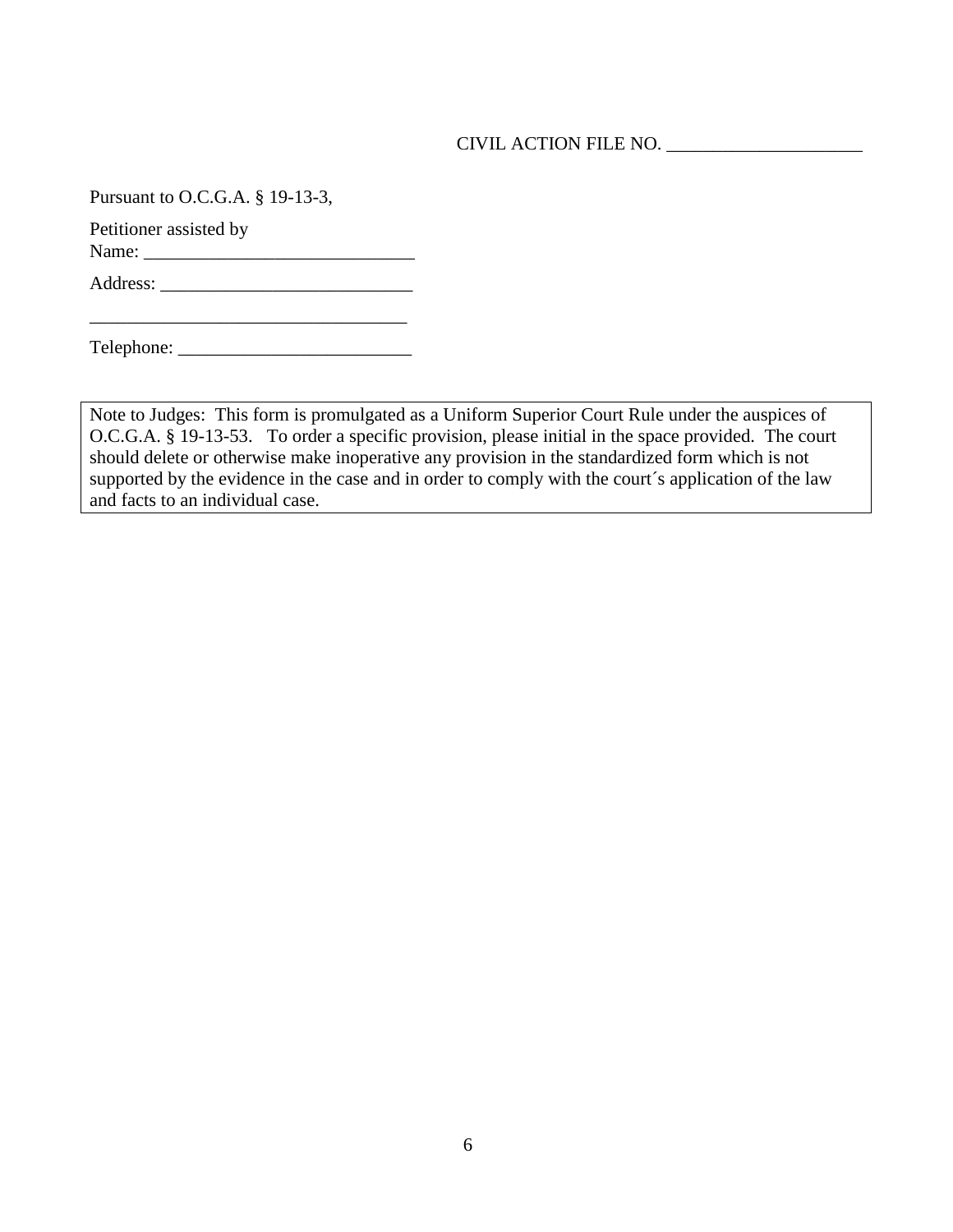CIVIL ACTION FILE NO. _____________________

Pursuant to O.C.G.A. § 19-13-3,

Petitioner assisted by
Name: _____________________________

Address: ___________________________

__________________________________

Telephone: _________________________

> Note to Judges: This form is promulgated as a Uniform Superior Court Rule under the auspices of O.C.G.A. § 19-13-53. To order a specific provision, please initial in the space provided. The court should delete or otherwise make inoperative any provision in the standardized form which is not supported by the evidence in the case and in order to comply with the court´s application of the law and facts to an individual case.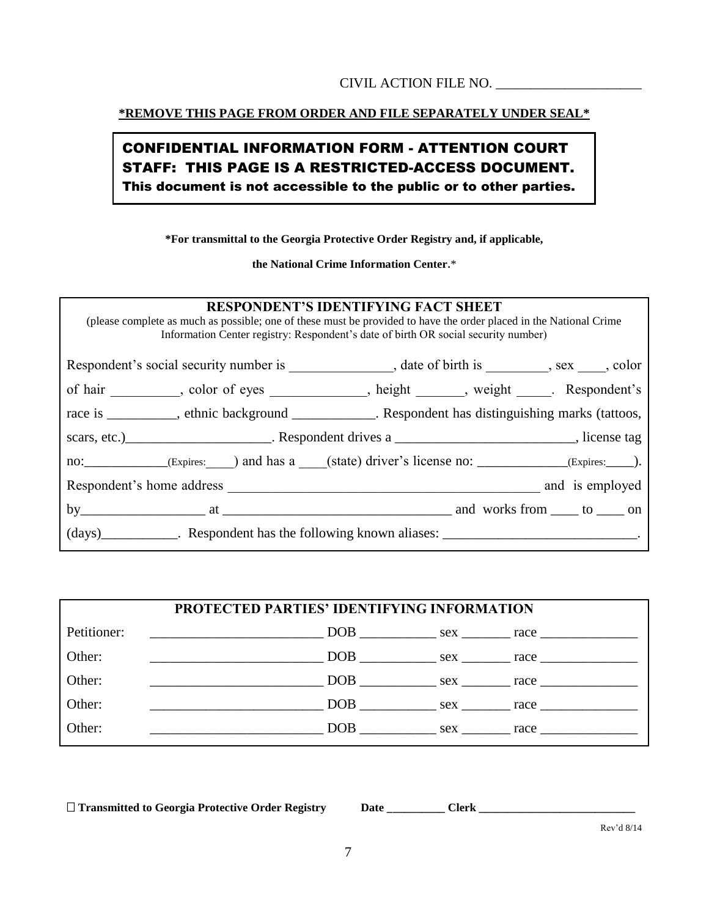CIVIL ACTION FILE NO. ____________________

**\*REMOVE THIS PAGE FROM ORDER AND FILE SEPARATELY UNDER SEAL\***

**CONFIDENTIAL INFORMATION FORM - ATTENTION COURT STAFF: THIS PAGE IS A RESTRICTED-ACCESS DOCUMENT.**
**This document is not accessible to the public or to other parties.**

**\*For transmittal to the Georgia Protective Order Registry and, if applicable,**

**the National Crime Information Center.**\*

## RESPONDENT'S IDENTIFYING FACT SHEET

(please complete as much as possible; one of these must be provided to have the order placed in the National Crime Information Center registry: Respondent's date of birth OR social security number)

Respondent's social security number is _______________, date of birth is _________, sex ____, color of hair __________, color of eyes ______________, height _______, weight _____. Respondent's race is __________, ethnic background ____________. Respondent has distinguishing marks (tattoos, scars, etc.)_____________________. Respondent drives a __________________________, license tag no:____________(Expires:____) and has a ____(state) driver's license no: _____________(Expires:____). Respondent's home address _______________________________________________ and is employed by__________________ at _________________________________ and works from ____ to ____ on (days)___________. Respondent has the following known aliases: ___________________________.

## PROTECTED PARTIES' IDENTIFYING INFORMATION

| | | | | |
|---|---|---|---|---|
| Petitioner: | ________________________ | DOB ___________ | sex _______ | race ______________ |
| Other: | ________________________ | DOB ___________ | sex _______ | race ______________ |
| Other: | ________________________ | DOB ___________ | sex _______ | race ______________ |
| Other: | ________________________ | DOB ___________ | sex _______ | race ______________ |
| Other: | ________________________ | DOB ___________ | sex _______ | race ______________ |

☐ **Transmitted to Georgia Protective Order Registry** **Date __________ Clerk ___________________________**

Rev'd 8/14